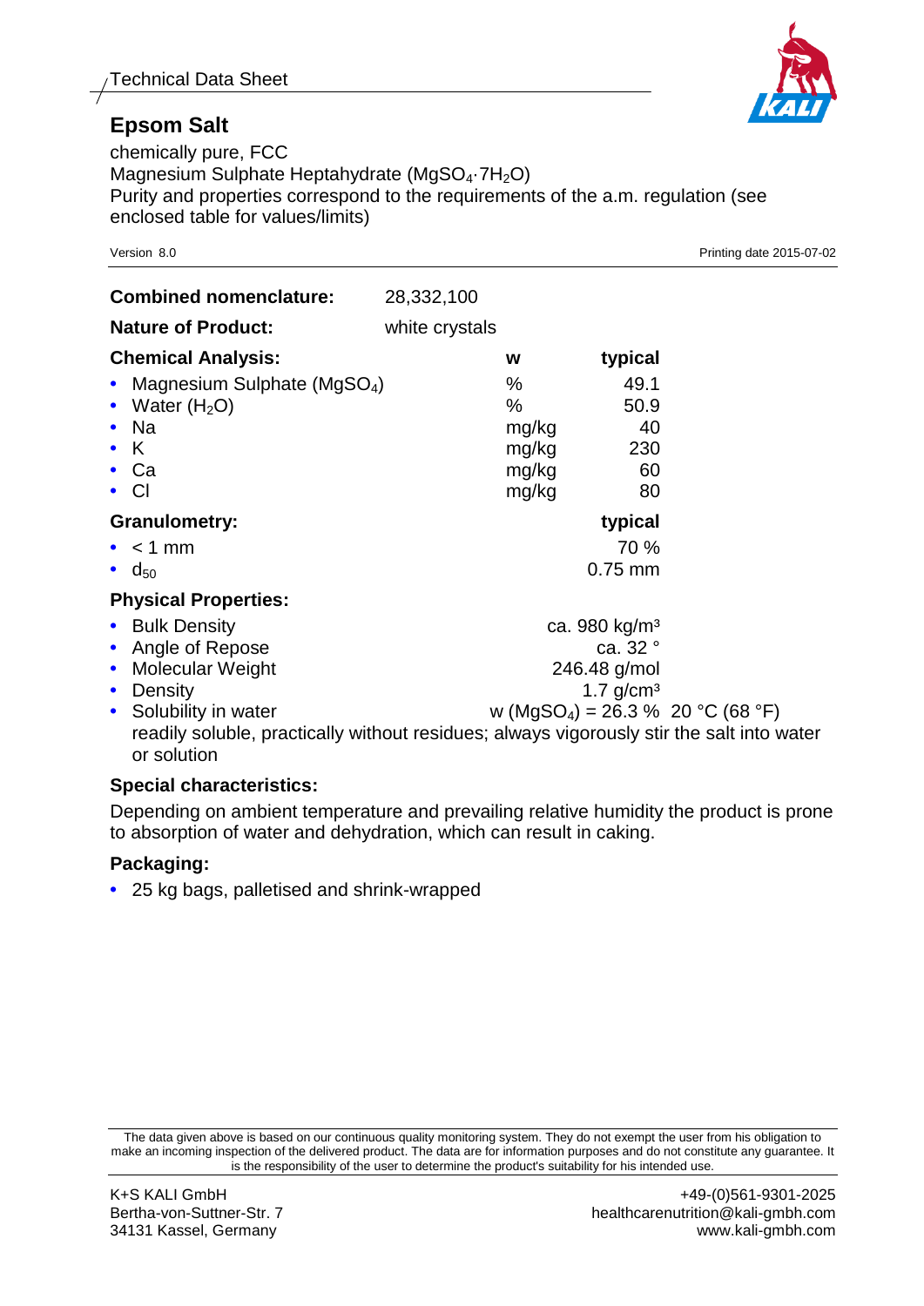Technical Data Sheet

# Epsom Salt

chemically pure, FCC
Magnesium Sulphate Heptahydrate ($MgSO_4 \cdot 7H_2O$)
Purity and properties correspond to the requirements of the a.m. regulation (see enclosed table for values/limits)

Version 8.0

Printing date 2015-07-02

**Combined nomenclature:** 28,332,100

**Nature of Product:** white crystals

**Chemical Analysis:**

| | w | typical |
|---|---|---|
| • Magnesium Sulphate ($MgSO_4$) | % | 49.1 |
| • Water ($H_2O$) | % | 50.9 |
| • Na | mg/kg | 40 |
| • K | mg/kg | 230 |
| • Ca | mg/kg | 60 |
| • Cl | mg/kg | 80 |

**Granulometry:**

| | typical |
|---|---|
| • < 1 mm | 70 % |
| • $d_{50}$ | 0.75 mm |

**Physical Properties:**

- Bulk Density: ca. 980 kg/m³
- Angle of Repose: ca. 32 °
- Molecular Weight: 246.48 g/mol
- Density: 1.7 g/cm³
- Solubility in water: w ($MgSO_4$) = 26.3 % 20 °C (68 °F)
  readily soluble, practically without residues; always vigorously stir the salt into water or solution

**Special characteristics:**

Depending on ambient temperature and prevailing relative humidity the product is prone to absorption of water and dehydration, which can result in caking.

**Packaging:**

- 25 kg bags, palletised and shrink-wrapped

The data given above is based on our continuous quality monitoring system. They do not exempt the user from his obligation to make an incoming inspection of the delivered product. The data are for information purposes and do not constitute any guarantee. It is the responsibility of the user to determine the product's suitability for his intended use.

K+S KALI GmbH
Bertha-von-Suttner-Str. 7
34131 Kassel, Germany

+49-(0)561-9301-2025
healthcarenutrition@kali-gmbh.com
www.kali-gmbh.com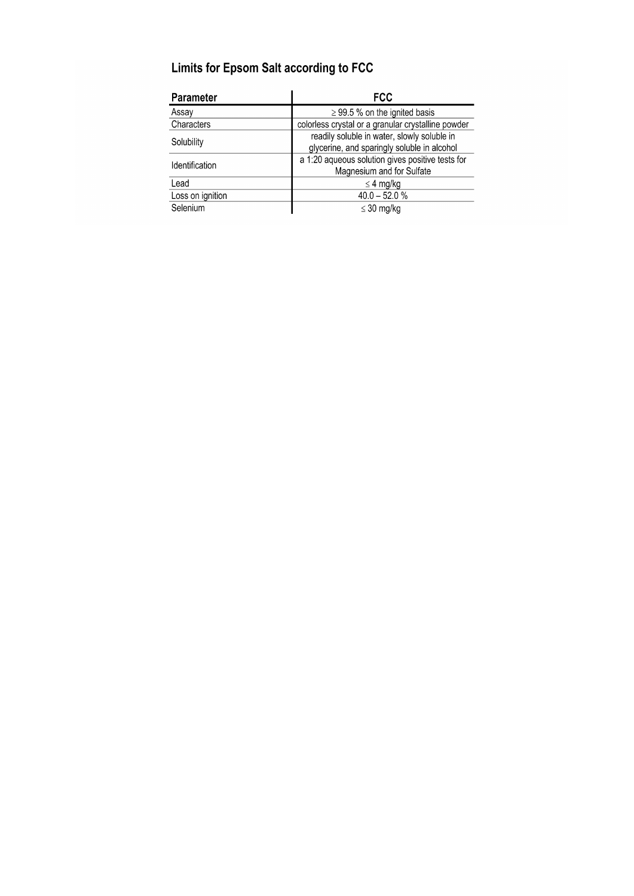## Limits for Epsom Salt according to FCC

| Parameter | FCC |
|---|---|
| Assay | ≥ 99.5 % on the ignited basis |
| Characters | colorless crystal or a granular crystalline powder |
| Solubility | readily soluble in water, slowly soluble in glycerine, and sparingly soluble in alcohol |
| Identification | a 1:20 aqueous solution gives positive tests for Magnesium and for Sulfate |
| Lead | ≤ 4 mg/kg |
| Loss on ignition | 40.0 – 52.0 % |
| Selenium | ≤ 30 mg/kg |